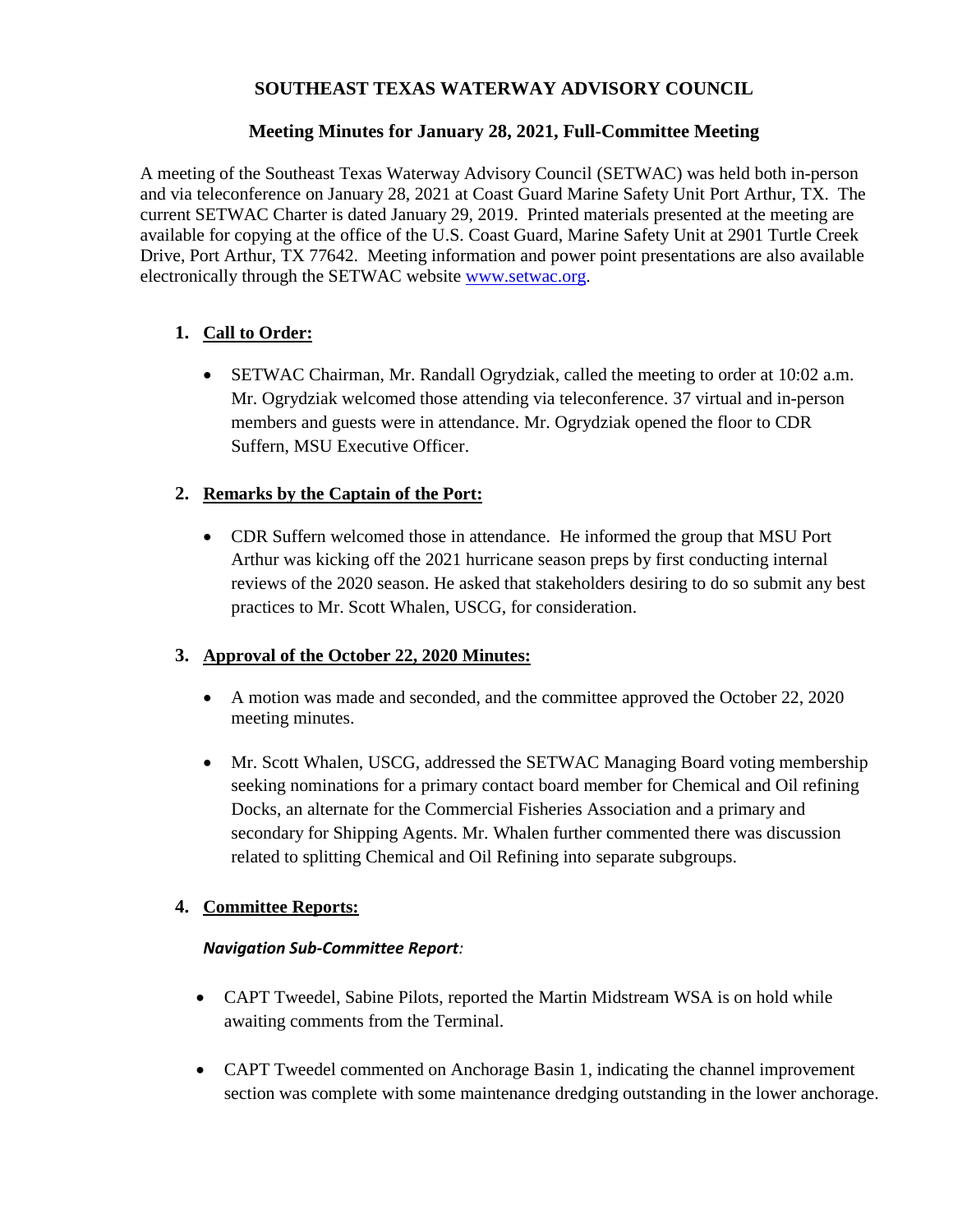# SOUTHEAST TEXAS WATERWAY ADVISORY COUNCIL

## Meeting Minutes for January 28, 2021, Full-Committee Meeting

A meeting of the Southeast Texas Waterway Advisory Council (SETWAC) was held both in-person and via teleconference on January 28, 2021 at Coast Guard Marine Safety Unit Port Arthur, TX. The current SETWAC Charter is dated January 29, 2019. Printed materials presented at the meeting are available for copying at the office of the U.S. Coast Guard, Marine Safety Unit at 2901 Turtle Creek Drive, Port Arthur, TX 77642. Meeting information and power point presentations are also available electronically through the SETWAC website [www.setwac.org](www.setwac.org).

1. **Call to Order:**

   - SETWAC Chairman, Mr. Randall Ogrydziak, called the meeting to order at 10:02 a.m. Mr. Ogrydziak welcomed those attending via teleconference. 37 virtual and in-person members and guests were in attendance. Mr. Ogrydziak opened the floor to CDR Suffern, MSU Executive Officer.

2. **Remarks by the Captain of the Port:**

   - CDR Suffern welcomed those in attendance. He informed the group that MSU Port Arthur was kicking off the 2021 hurricane season preps by first conducting internal reviews of the 2020 season. He asked that stakeholders desiring to do so submit any best practices to Mr. Scott Whalen, USCG, for consideration.

3. **Approval of the October 22, 2020 Minutes:**

   - A motion was made and seconded, and the committee approved the October 22, 2020 meeting minutes.
   - Mr. Scott Whalen, USCG, addressed the SETWAC Managing Board voting membership seeking nominations for a primary contact board member for Chemical and Oil refining Docks, an alternate for the Commercial Fisheries Association and a primary and secondary for Shipping Agents. Mr. Whalen further commented there was discussion related to splitting Chemical and Oil Refining into separate subgroups.

4. **Committee Reports:**

   ***Navigation Sub-Committee Report:***

   - CAPT Tweedel, Sabine Pilots, reported the Martin Midstream WSA is on hold while awaiting comments from the Terminal.
   - CAPT Tweedel commented on Anchorage Basin 1, indicating the channel improvement section was complete with some maintenance dredging outstanding in the lower anchorage.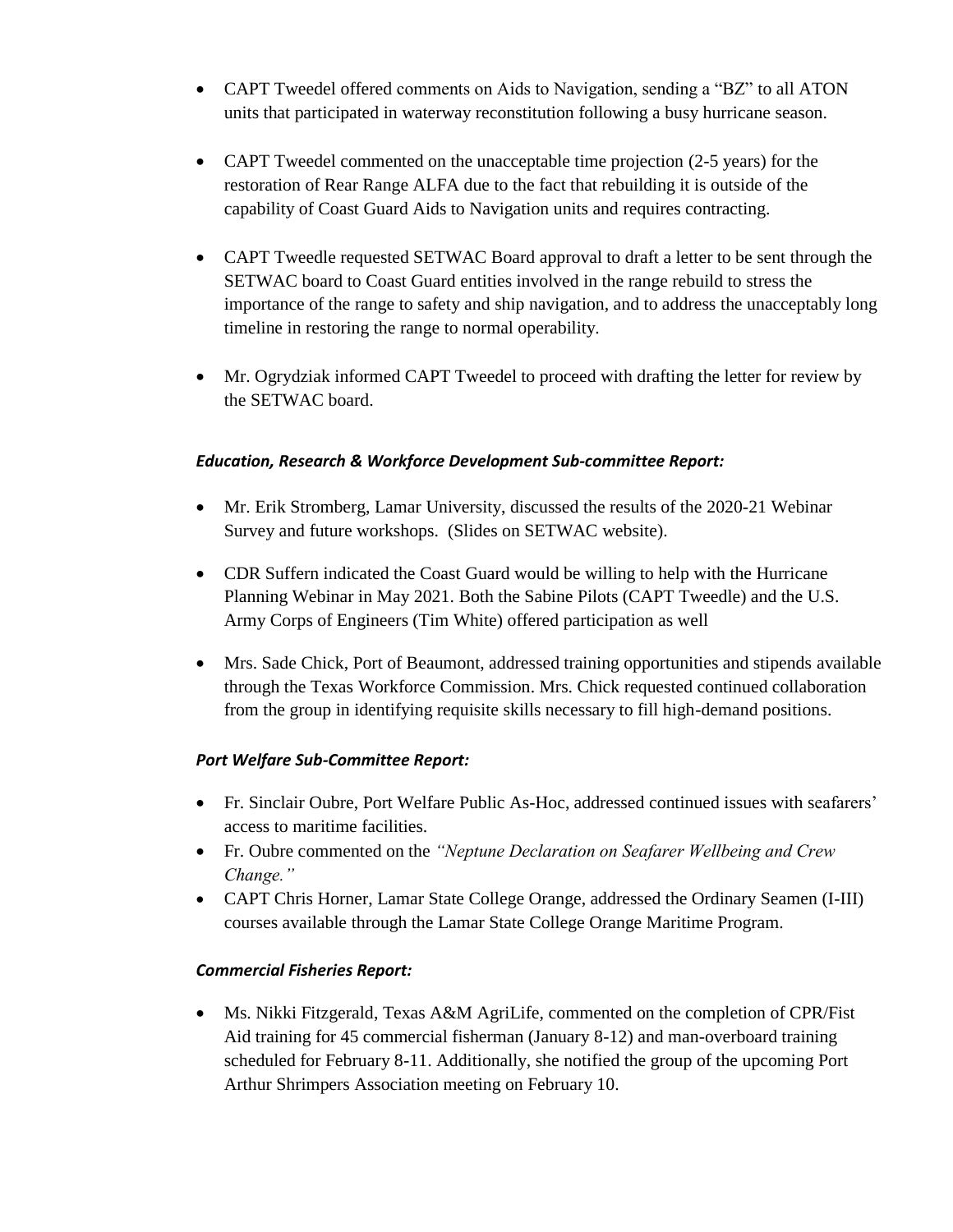- CAPT Tweedel offered comments on Aids to Navigation, sending a "BZ" to all ATON units that participated in waterway reconstitution following a busy hurricane season.

- CAPT Tweedel commented on the unacceptable time projection (2-5 years) for the restoration of Rear Range ALFA due to the fact that rebuilding it is outside of the capability of Coast Guard Aids to Navigation units and requires contracting.

- CAPT Tweedle requested SETWAC Board approval to draft a letter to be sent through the SETWAC board to Coast Guard entities involved in the range rebuild to stress the importance of the range to safety and ship navigation, and to address the unacceptably long timeline in restoring the range to normal operability.

- Mr. Ogrydziak informed CAPT Tweedel to proceed with drafting the letter for review by the SETWAC board.

***Education, Research & Workforce Development Sub-committee Report:***

- Mr. Erik Stromberg, Lamar University, discussed the results of the 2020-21 Webinar Survey and future workshops. (Slides on SETWAC website).

- CDR Suffern indicated the Coast Guard would be willing to help with the Hurricane Planning Webinar in May 2021. Both the Sabine Pilots (CAPT Tweedle) and the U.S. Army Corps of Engineers (Tim White) offered participation as well

- Mrs. Sade Chick, Port of Beaumont, addressed training opportunities and stipends available through the Texas Workforce Commission. Mrs. Chick requested continued collaboration from the group in identifying requisite skills necessary to fill high-demand positions.

***Port Welfare Sub-Committee Report:***

- Fr. Sinclair Oubre, Port Welfare Public As-Hoc, addressed continued issues with seafarers' access to maritime facilities.
- Fr. Oubre commented on the *"Neptune Declaration on Seafarer Wellbeing and Crew Change."*
- CAPT Chris Horner, Lamar State College Orange, addressed the Ordinary Seamen (I-III) courses available through the Lamar State College Orange Maritime Program.

***Commercial Fisheries Report:***

- Ms. Nikki Fitzgerald, Texas A&M AgriLife, commented on the completion of CPR/Fist Aid training for 45 commercial fisherman (January 8-12) and man-overboard training scheduled for February 8-11. Additionally, she notified the group of the upcoming Port Arthur Shrimpers Association meeting on February 10.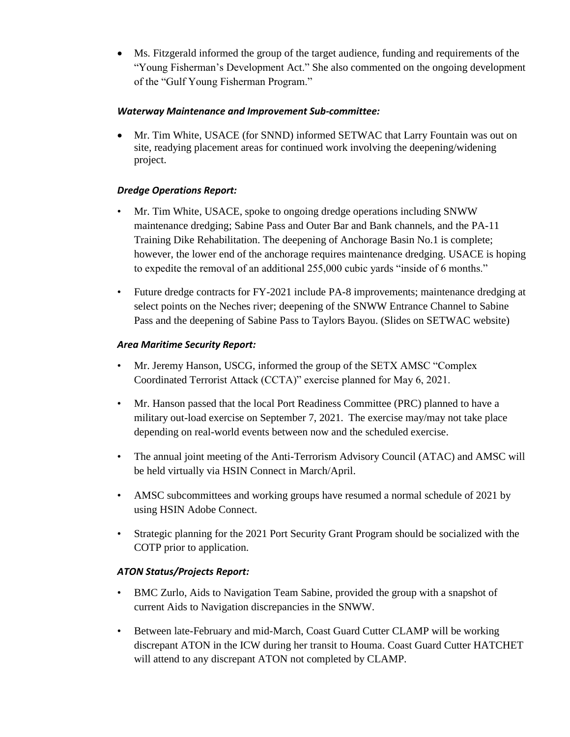- Ms. Fitzgerald informed the group of the target audience, funding and requirements of the "Young Fisherman's Development Act." She also commented on the ongoing development of the "Gulf Young Fisherman Program."

***Waterway Maintenance and Improvement Sub-committee:***

- Mr. Tim White, USACE (for SNND) informed SETWAC that Larry Fountain was out on site, readying placement areas for continued work involving the deepening/widening project.

***Dredge Operations Report:***

- Mr. Tim White, USACE, spoke to ongoing dredge operations including SNWW maintenance dredging; Sabine Pass and Outer Bar and Bank channels, and the PA-11 Training Dike Rehabilitation. The deepening of Anchorage Basin No.1 is complete; however, the lower end of the anchorage requires maintenance dredging. USACE is hoping to expedite the removal of an additional 255,000 cubic yards "inside of 6 months."
- Future dredge contracts for FY-2021 include PA-8 improvements; maintenance dredging at select points on the Neches river; deepening of the SNWW Entrance Channel to Sabine Pass and the deepening of Sabine Pass to Taylors Bayou. (Slides on SETWAC website)

***Area Maritime Security Report:***

- Mr. Jeremy Hanson, USCG, informed the group of the SETX AMSC "Complex Coordinated Terrorist Attack (CCTA)" exercise planned for May 6, 2021.
- Mr. Hanson passed that the local Port Readiness Committee (PRC) planned to have a military out-load exercise on September 7, 2021. The exercise may/may not take place depending on real-world events between now and the scheduled exercise.
- The annual joint meeting of the Anti-Terrorism Advisory Council (ATAC) and AMSC will be held virtually via HSIN Connect in March/April.
- AMSC subcommittees and working groups have resumed a normal schedule of 2021 by using HSIN Adobe Connect.
- Strategic planning for the 2021 Port Security Grant Program should be socialized with the COTP prior to application.

***ATON Status/Projects Report:***

- BMC Zurlo, Aids to Navigation Team Sabine, provided the group with a snapshot of current Aids to Navigation discrepancies in the SNWW.
- Between late-February and mid-March, Coast Guard Cutter CLAMP will be working discrepant ATON in the ICW during her transit to Houma. Coast Guard Cutter HATCHET will attend to any discrepant ATON not completed by CLAMP.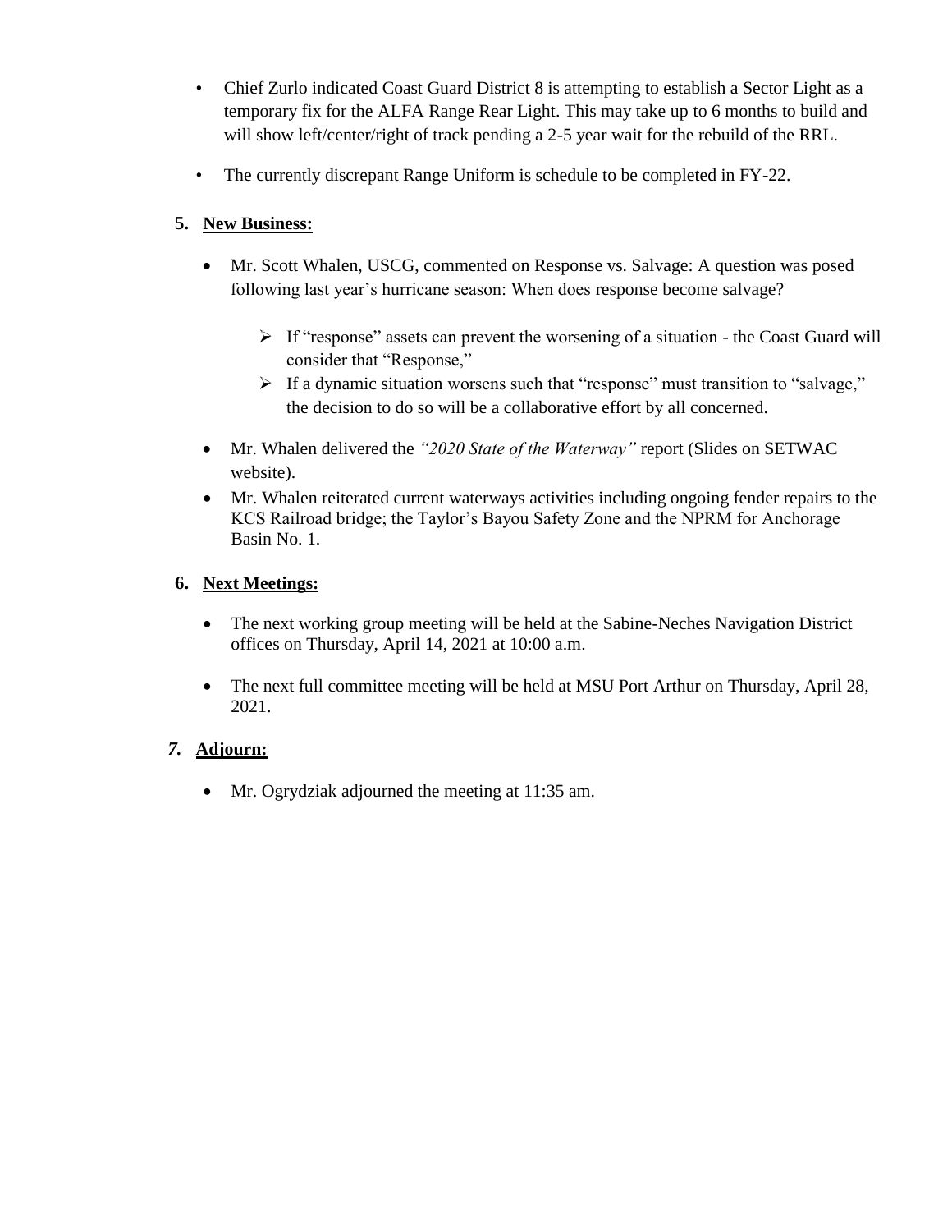- Chief Zurlo indicated Coast Guard District 8 is attempting to establish a Sector Light as a temporary fix for the ALFA Range Rear Light. This may take up to 6 months to build and will show left/center/right of track pending a 2-5 year wait for the rebuild of the RRL.

- The currently discrepant Range Uniform is schedule to be completed in FY-22.

**5. <u>New Business:</u>**

- Mr. Scott Whalen, USCG, commented on Response vs. Salvage: A question was posed following last year's hurricane season: When does response become salvage?

  - If "response" assets can prevent the worsening of a situation - the Coast Guard will consider that "Response,"
  - If a dynamic situation worsens such that "response" must transition to "salvage," the decision to do so will be a collaborative effort by all concerned.

- Mr. Whalen delivered the *"2020 State of the Waterway"* report (Slides on SETWAC website).
- Mr. Whalen reiterated current waterways activities including ongoing fender repairs to the KCS Railroad bridge; the Taylor's Bayou Safety Zone and the NPRM for Anchorage Basin No. 1.

**6. <u>Next Meetings:</u>**

- The next working group meeting will be held at the Sabine-Neches Navigation District offices on Thursday, April 14, 2021 at 10:00 a.m.

- The next full committee meeting will be held at MSU Port Arthur on Thursday, April 28, 2021.

***7.* <u>Adjourn:</u>**

- Mr. Ogrydziak adjourned the meeting at 11:35 am.